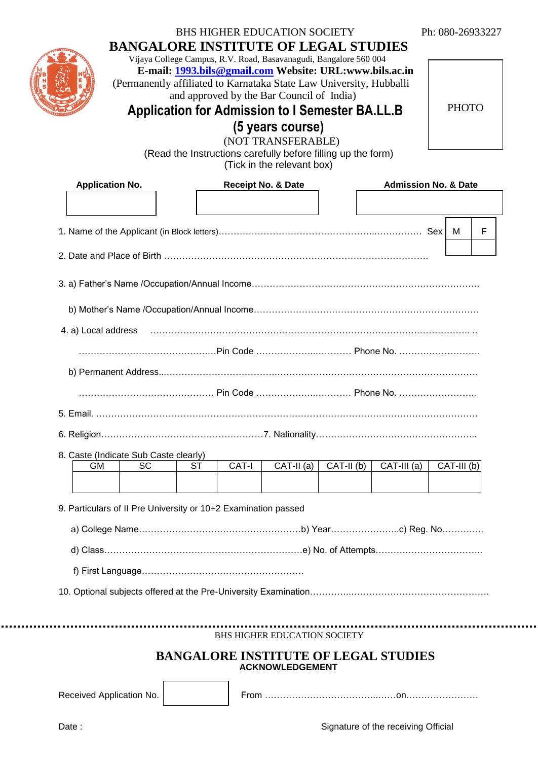BHS HIGHER EDUCATION SOCIETY

Ph: 080-26933227

# BANGALORE INSTITUTE OF LEGAL STUDIES

Vijaya College Campus, R.V. Road, Basavanagudi, Bangalore 560 004

**E-mail: 1993.bils@gmail.com Website: URL:www.bils.ac.in**

(Permanently affiliated to Karnataka State Law University, Hubballi and approved by the Bar Council of India)

## Application for Admission to I Semester BA.LL.B (5 years course)

(NOT TRANSFERABLE)

(Read the Instructions carefully before filling up the form)

(Tick in the relevant box)

PHOTO

| Application No. | Receipt No. & Date | Admission No. & Date |
|---|---|---|
| | | |

1. Name of the Applicant (in Block letters)……………………………………………………..…………… Sex

| M | F |
|---|---|
| | |

2. Date and Place of Birth ……………………………………………………………………………

3. a) Father's Name /Occupation/Annual Income…………………………………………………………………….

   b) Mother's Name /Occupation/Annual Income………………………………………………………………

4. a) Local address ……………………………………………………………………………………………….. ..

   ……………………………………….Pin Code ……………….…………. Phone No. ………………………

   b) Permanent Address...…………………………………………………………………………………………

   ……………………………………… Pin Code ……………….…………. Phone No. ……………………..

5. Email. …………………………………………………………………………………………………………

6. Religion………………………………………………7. Nationality……………………………………………..

8. Caste (Indicate Sub Caste clearly)

| GM | SC | ST | CAT-I | CAT-II (a) | CAT-II (b) | CAT-III (a) | CAT-III (b) |
|---|---|---|---|---|---|---|---|
| | | | | | | | |

9. Particulars of II Pre University or 10+2 Examination passed

   a) College Name………………………………………………b) Year…………………..c) Reg. No…………..

   d) Class…………………………………………………………e) No. of Attempts……………………………..

   f) First Language………………………………………………

10. Optional subjects offered at the Pre-University Examination………….……………………………………

---

BHS HIGHER EDUCATION SOCIETY

## BANGALORE INSTITUTE OF LEGAL STUDIES

**ACKNOWLEDGEMENT**

Received Application No. [ &nbsp;&nbsp;&nbsp;&nbsp;&nbsp;&nbsp; ] From ……………………………….……on……………………

Date :

Signature of the receiving Official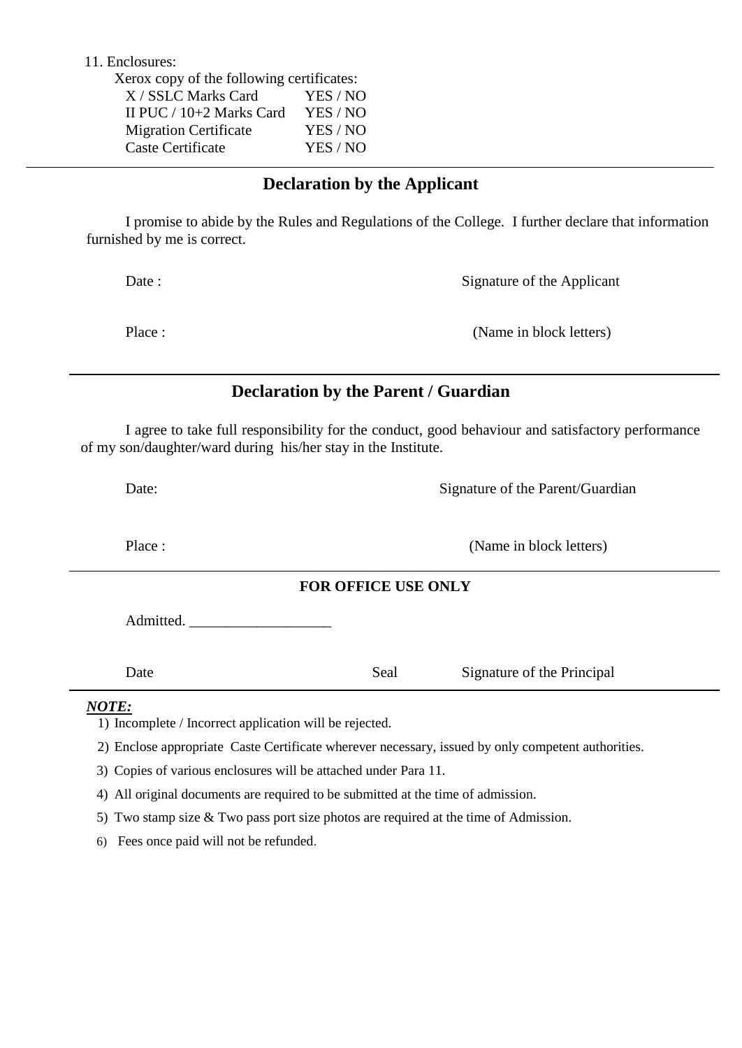11. Enclosures:

Xerox copy of the following certificates:

| | |
|---|---|
| X / SSLC Marks Card | YES / NO |
| II PUC / 10+2 Marks Card | YES / NO |
| Migration Certificate | YES / NO |
| Caste Certificate | YES / NO |

---

## Declaration by the Applicant

I promise to abide by the Rules and Regulations of the College. I further declare that information furnished by me is correct.

Date : Signature of the Applicant

Place : (Name in block letters)

---

## Declaration by the Parent / Guardian

I agree to take full responsibility for the conduct, good behaviour and satisfactory performance of my son/daughter/ward during his/her stay in the Institute.

Date: Signature of the Parent/Guardian

Place : (Name in block letters)

---

**FOR OFFICE USE ONLY**

Admitted. ___________________

Date Seal Signature of the Principal

---

***NOTE:***

1) Incomplete / Incorrect application will be rejected.
2) Enclose appropriate Caste Certificate wherever necessary, issued by only competent authorities.
3) Copies of various enclosures will be attached under Para 11.
4) All original documents are required to be submitted at the time of admission.
5) Two stamp size & Two pass port size photos are required at the time of Admission.
6) Fees once paid will not be refunded.